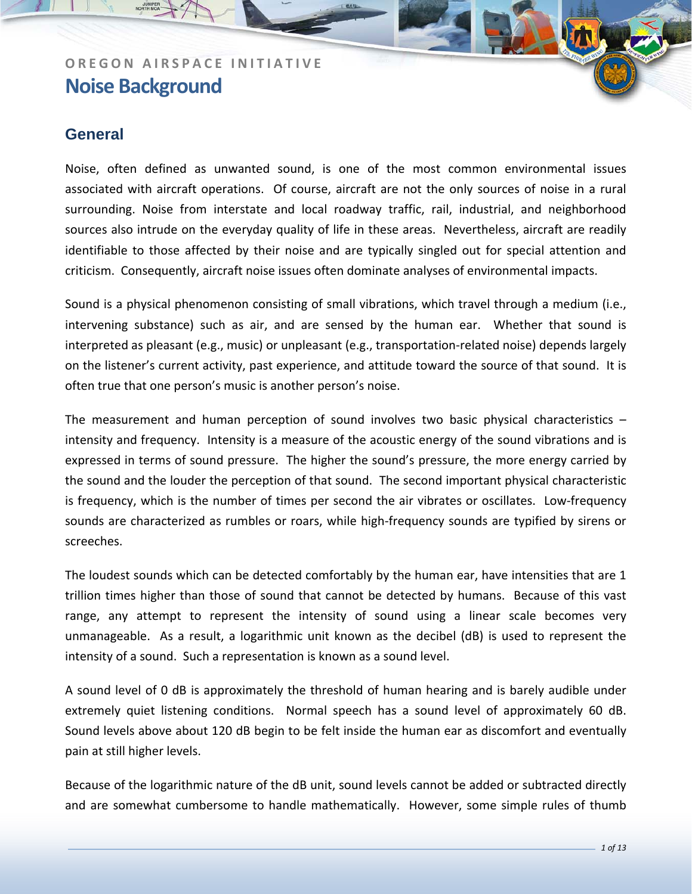OREGON AIRSPACE INITIATIVE

# Noise Background

## General

Noise, often defined as unwanted sound, is one of the most common environmental issues associated with aircraft operations. Of course, aircraft are not the only sources of noise in a rural surrounding. Noise from interstate and local roadway traffic, rail, industrial, and neighborhood sources also intrude on the everyday quality of life in these areas. Nevertheless, aircraft are readily identifiable to those affected by their noise and are typically singled out for special attention and criticism. Consequently, aircraft noise issues often dominate analyses of environmental impacts.

Sound is a physical phenomenon consisting of small vibrations, which travel through a medium (i.e., intervening substance) such as air, and are sensed by the human ear. Whether that sound is interpreted as pleasant (e.g., music) or unpleasant (e.g., transportation-related noise) depends largely on the listener's current activity, past experience, and attitude toward the source of that sound. It is often true that one person's music is another person's noise.

The measurement and human perception of sound involves two basic physical characteristics – intensity and frequency. Intensity is a measure of the acoustic energy of the sound vibrations and is expressed in terms of sound pressure. The higher the sound's pressure, the more energy carried by the sound and the louder the perception of that sound. The second important physical characteristic is frequency, which is the number of times per second the air vibrates or oscillates. Low-frequency sounds are characterized as rumbles or roars, while high-frequency sounds are typified by sirens or screeches.

The loudest sounds which can be detected comfortably by the human ear, have intensities that are 1 trillion times higher than those of sound that cannot be detected by humans. Because of this vast range, any attempt to represent the intensity of sound using a linear scale becomes very unmanageable. As a result, a logarithmic unit known as the decibel (dB) is used to represent the intensity of a sound. Such a representation is known as a sound level.

A sound level of 0 dB is approximately the threshold of human hearing and is barely audible under extremely quiet listening conditions. Normal speech has a sound level of approximately 60 dB. Sound levels above about 120 dB begin to be felt inside the human ear as discomfort and eventually pain at still higher levels.

Because of the logarithmic nature of the dB unit, sound levels cannot be added or subtracted directly and are somewhat cumbersome to handle mathematically. However, some simple rules of thumb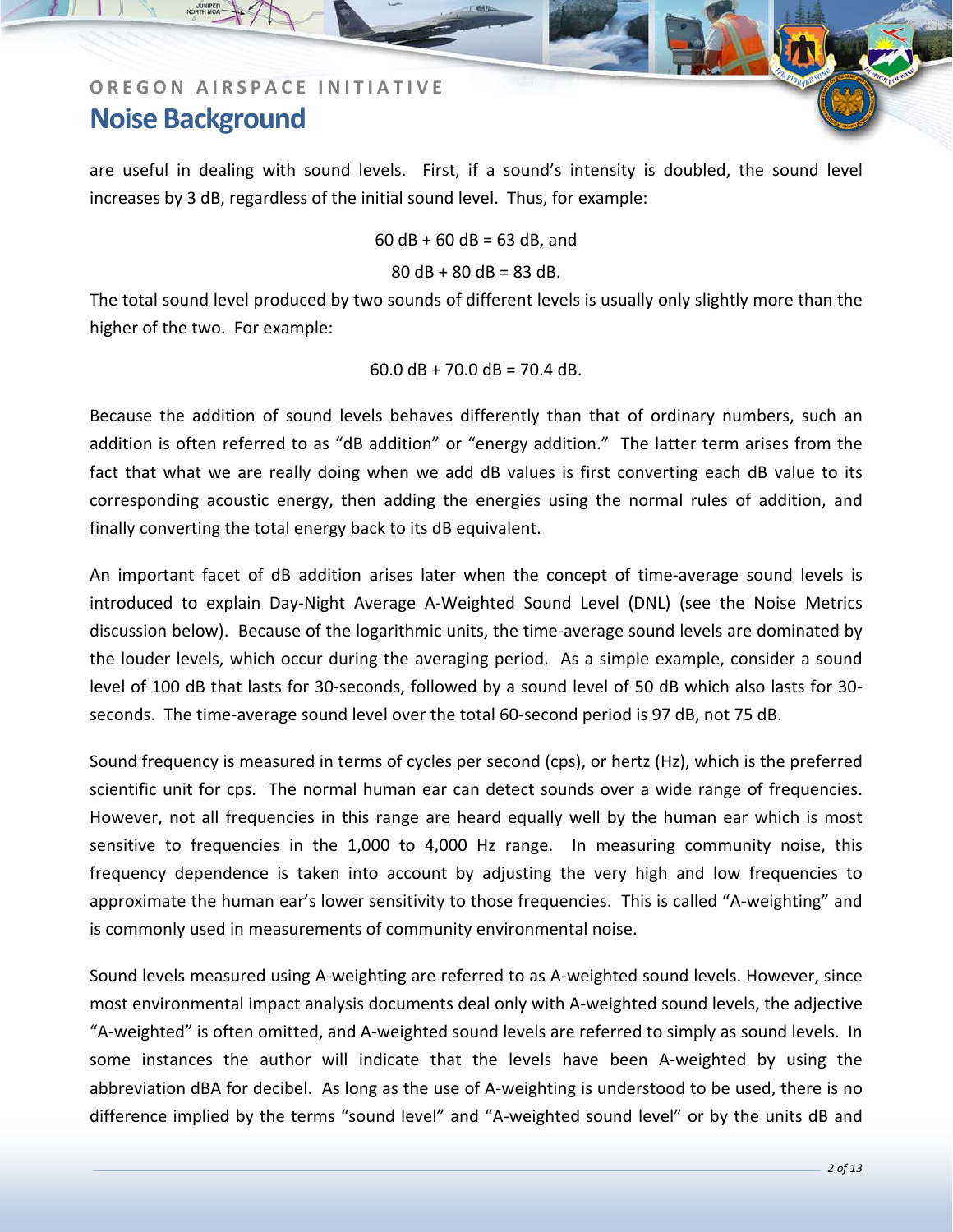are useful in dealing with sound levels. First, if a sound's intensity is doubled, the sound level increases by 3 dB, regardless of the initial sound level. Thus, for example:

60 dB + 60 dB = 63 dB, and

80 dB + 80 dB = 83 dB.

The total sound level produced by two sounds of different levels is usually only slightly more than the higher of the two. For example:

60.0 dB + 70.0 dB = 70.4 dB.

Because the addition of sound levels behaves differently than that of ordinary numbers, such an addition is often referred to as "dB addition" or "energy addition." The latter term arises from the fact that what we are really doing when we add dB values is first converting each dB value to its corresponding acoustic energy, then adding the energies using the normal rules of addition, and finally converting the total energy back to its dB equivalent.

An important facet of dB addition arises later when the concept of time-average sound levels is introduced to explain Day-Night Average A-Weighted Sound Level (DNL) (see the Noise Metrics discussion below). Because of the logarithmic units, the time-average sound levels are dominated by the louder levels, which occur during the averaging period. As a simple example, consider a sound level of 100 dB that lasts for 30-seconds, followed by a sound level of 50 dB which also lasts for 30-seconds. The time-average sound level over the total 60-second period is 97 dB, not 75 dB.

Sound frequency is measured in terms of cycles per second (cps), or hertz (Hz), which is the preferred scientific unit for cps. The normal human ear can detect sounds over a wide range of frequencies. However, not all frequencies in this range are heard equally well by the human ear which is most sensitive to frequencies in the 1,000 to 4,000 Hz range. In measuring community noise, this frequency dependence is taken into account by adjusting the very high and low frequencies to approximate the human ear's lower sensitivity to those frequencies. This is called "A-weighting" and is commonly used in measurements of community environmental noise.

Sound levels measured using A-weighting are referred to as A-weighted sound levels. However, since most environmental impact analysis documents deal only with A-weighted sound levels, the adjective "A-weighted" is often omitted, and A-weighted sound levels are referred to simply as sound levels. In some instances the author will indicate that the levels have been A-weighted by using the abbreviation dBA for decibel. As long as the use of A-weighting is understood to be used, there is no difference implied by the terms "sound level" and "A-weighted sound level" or by the units dB and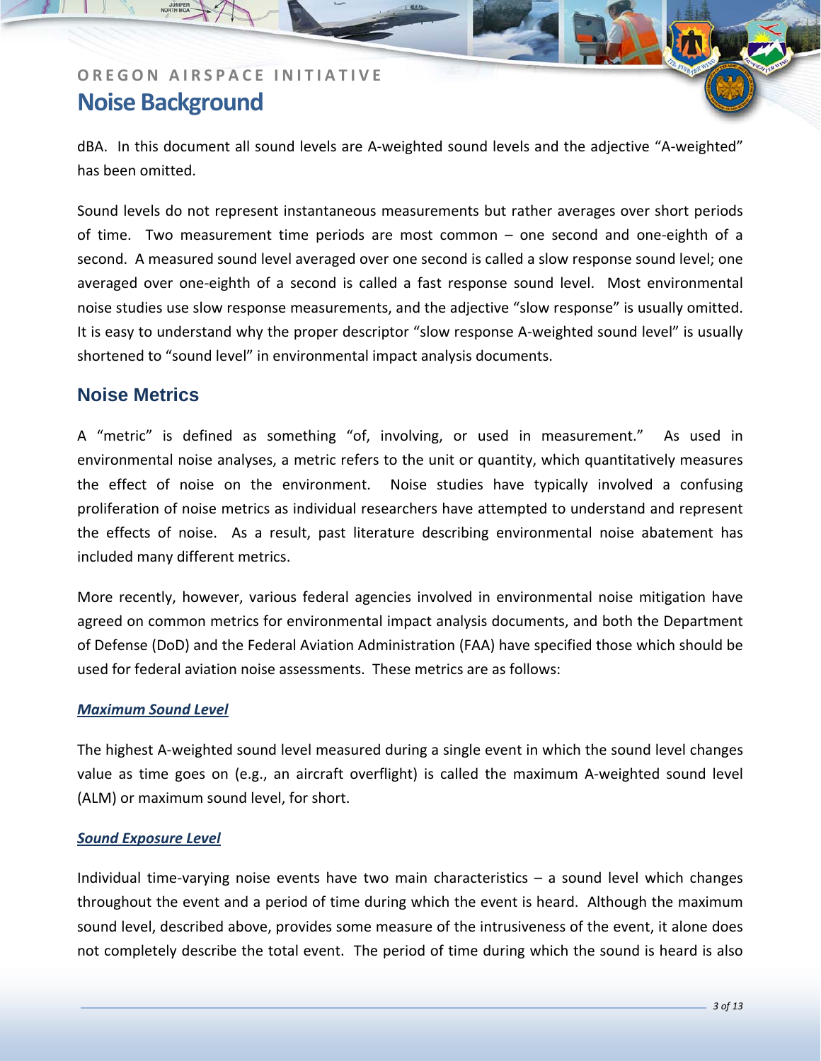dBA. In this document all sound levels are A-weighted sound levels and the adjective "A-weighted" has been omitted.

Sound levels do not represent instantaneous measurements but rather averages over short periods of time. Two measurement time periods are most common – one second and one-eighth of a second. A measured sound level averaged over one second is called a slow response sound level; one averaged over one-eighth of a second is called a fast response sound level. Most environmental noise studies use slow response measurements, and the adjective "slow response" is usually omitted. It is easy to understand why the proper descriptor "slow response A-weighted sound level" is usually shortened to "sound level" in environmental impact analysis documents.

## Noise Metrics

A "metric" is defined as something "of, involving, or used in measurement." As used in environmental noise analyses, a metric refers to the unit or quantity, which quantitatively measures the effect of noise on the environment. Noise studies have typically involved a confusing proliferation of noise metrics as individual researchers have attempted to understand and represent the effects of noise. As a result, past literature describing environmental noise abatement has included many different metrics.

More recently, however, various federal agencies involved in environmental noise mitigation have agreed on common metrics for environmental impact analysis documents, and both the Department of Defense (DoD) and the Federal Aviation Administration (FAA) have specified those which should be used for federal aviation noise assessments. These metrics are as follows:

### ***Maximum Sound Level***

The highest A-weighted sound level measured during a single event in which the sound level changes value as time goes on (e.g., an aircraft overflight) is called the maximum A-weighted sound level (ALM) or maximum sound level, for short.

### ***Sound Exposure Level***

Individual time-varying noise events have two main characteristics – a sound level which changes throughout the event and a period of time during which the event is heard. Although the maximum sound level, described above, provides some measure of the intrusiveness of the event, it alone does not completely describe the total event. The period of time during which the sound is heard is also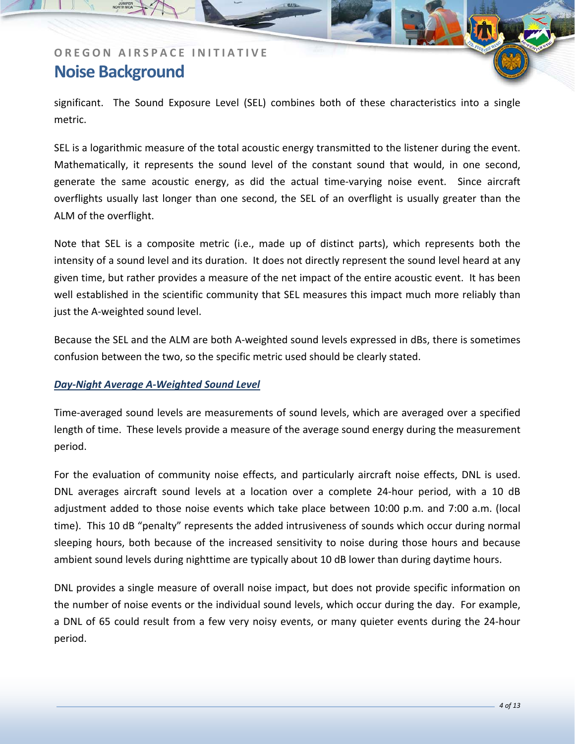significant. The Sound Exposure Level (SEL) combines both of these characteristics into a single metric.

SEL is a logarithmic measure of the total acoustic energy transmitted to the listener during the event. Mathematically, it represents the sound level of the constant sound that would, in one second, generate the same acoustic energy, as did the actual time-varying noise event. Since aircraft overflights usually last longer than one second, the SEL of an overflight is usually greater than the ALM of the overflight.

Note that SEL is a composite metric (i.e., made up of distinct parts), which represents both the intensity of a sound level and its duration. It does not directly represent the sound level heard at any given time, but rather provides a measure of the net impact of the entire acoustic event. It has been well established in the scientific community that SEL measures this impact much more reliably than just the A-weighted sound level.

Because the SEL and the ALM are both A-weighted sound levels expressed in dBs, there is sometimes confusion between the two, so the specific metric used should be clearly stated.

### ***Day-Night Average A-Weighted Sound Level***

Time-averaged sound levels are measurements of sound levels, which are averaged over a specified length of time. These levels provide a measure of the average sound energy during the measurement period.

For the evaluation of community noise effects, and particularly aircraft noise effects, DNL is used. DNL averages aircraft sound levels at a location over a complete 24-hour period, with a 10 dB adjustment added to those noise events which take place between 10:00 p.m. and 7:00 a.m. (local time). This 10 dB "penalty" represents the added intrusiveness of sounds which occur during normal sleeping hours, both because of the increased sensitivity to noise during those hours and because ambient sound levels during nighttime are typically about 10 dB lower than during daytime hours.

DNL provides a single measure of overall noise impact, but does not provide specific information on the number of noise events or the individual sound levels, which occur during the day. For example, a DNL of 65 could result from a few very noisy events, or many quieter events during the 24-hour period.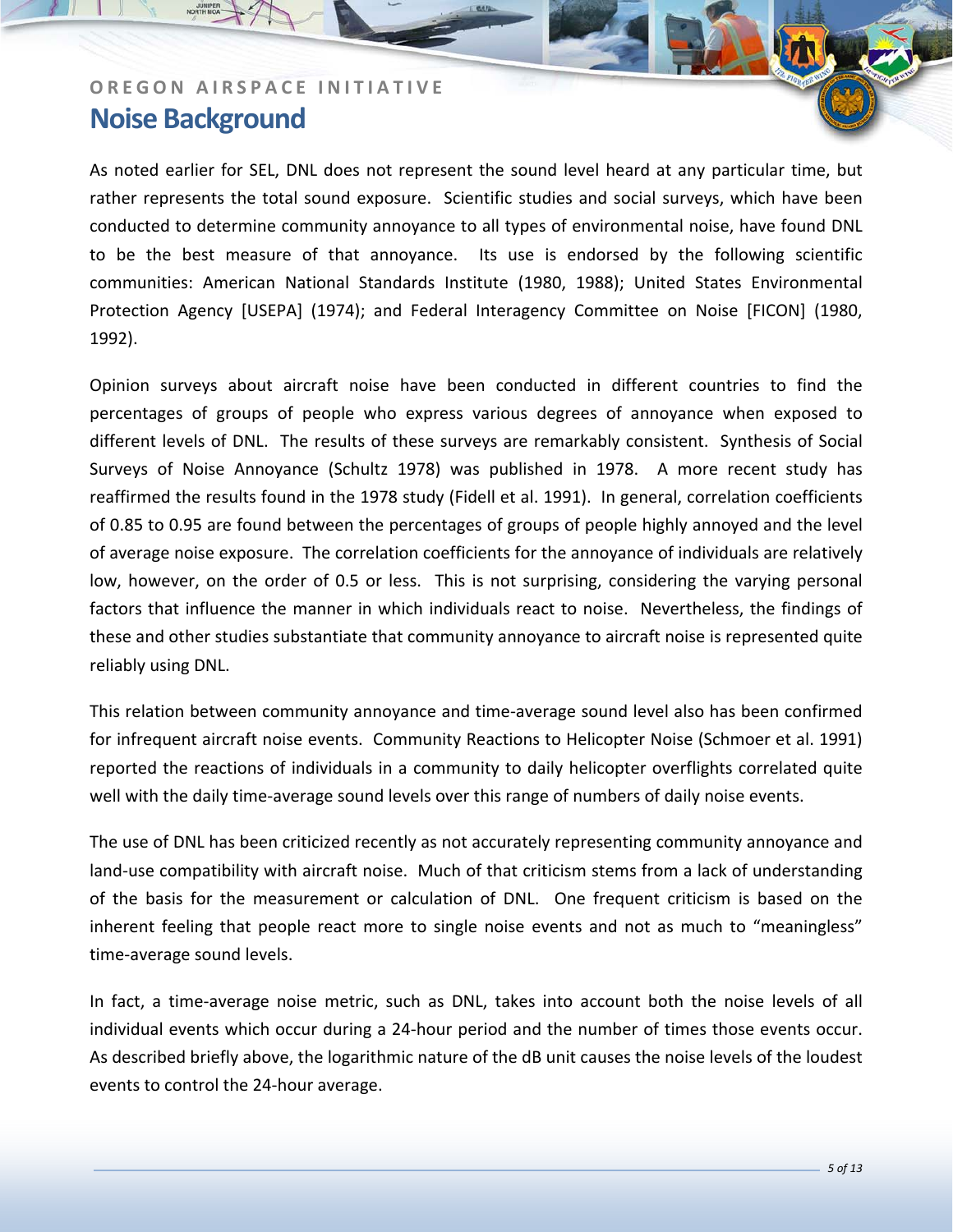As noted earlier for SEL, DNL does not represent the sound level heard at any particular time, but rather represents the total sound exposure. Scientific studies and social surveys, which have been conducted to determine community annoyance to all types of environmental noise, have found DNL to be the best measure of that annoyance. Its use is endorsed by the following scientific communities: American National Standards Institute (1980, 1988); United States Environmental Protection Agency [USEPA] (1974); and Federal Interagency Committee on Noise [FICON] (1980, 1992).

Opinion surveys about aircraft noise have been conducted in different countries to find the percentages of groups of people who express various degrees of annoyance when exposed to different levels of DNL. The results of these surveys are remarkably consistent. Synthesis of Social Surveys of Noise Annoyance (Schultz 1978) was published in 1978. A more recent study has reaffirmed the results found in the 1978 study (Fidell et al. 1991). In general, correlation coefficients of 0.85 to 0.95 are found between the percentages of groups of people highly annoyed and the level of average noise exposure. The correlation coefficients for the annoyance of individuals are relatively low, however, on the order of 0.5 or less. This is not surprising, considering the varying personal factors that influence the manner in which individuals react to noise. Nevertheless, the findings of these and other studies substantiate that community annoyance to aircraft noise is represented quite reliably using DNL.

This relation between community annoyance and time-average sound level also has been confirmed for infrequent aircraft noise events. Community Reactions to Helicopter Noise (Schmoer et al. 1991) reported the reactions of individuals in a community to daily helicopter overflights correlated quite well with the daily time-average sound levels over this range of numbers of daily noise events.

The use of DNL has been criticized recently as not accurately representing community annoyance and land-use compatibility with aircraft noise. Much of that criticism stems from a lack of understanding of the basis for the measurement or calculation of DNL. One frequent criticism is based on the inherent feeling that people react more to single noise events and not as much to "meaningless" time-average sound levels.

In fact, a time-average noise metric, such as DNL, takes into account both the noise levels of all individual events which occur during a 24-hour period and the number of times those events occur. As described briefly above, the logarithmic nature of the dB unit causes the noise levels of the loudest events to control the 24-hour average.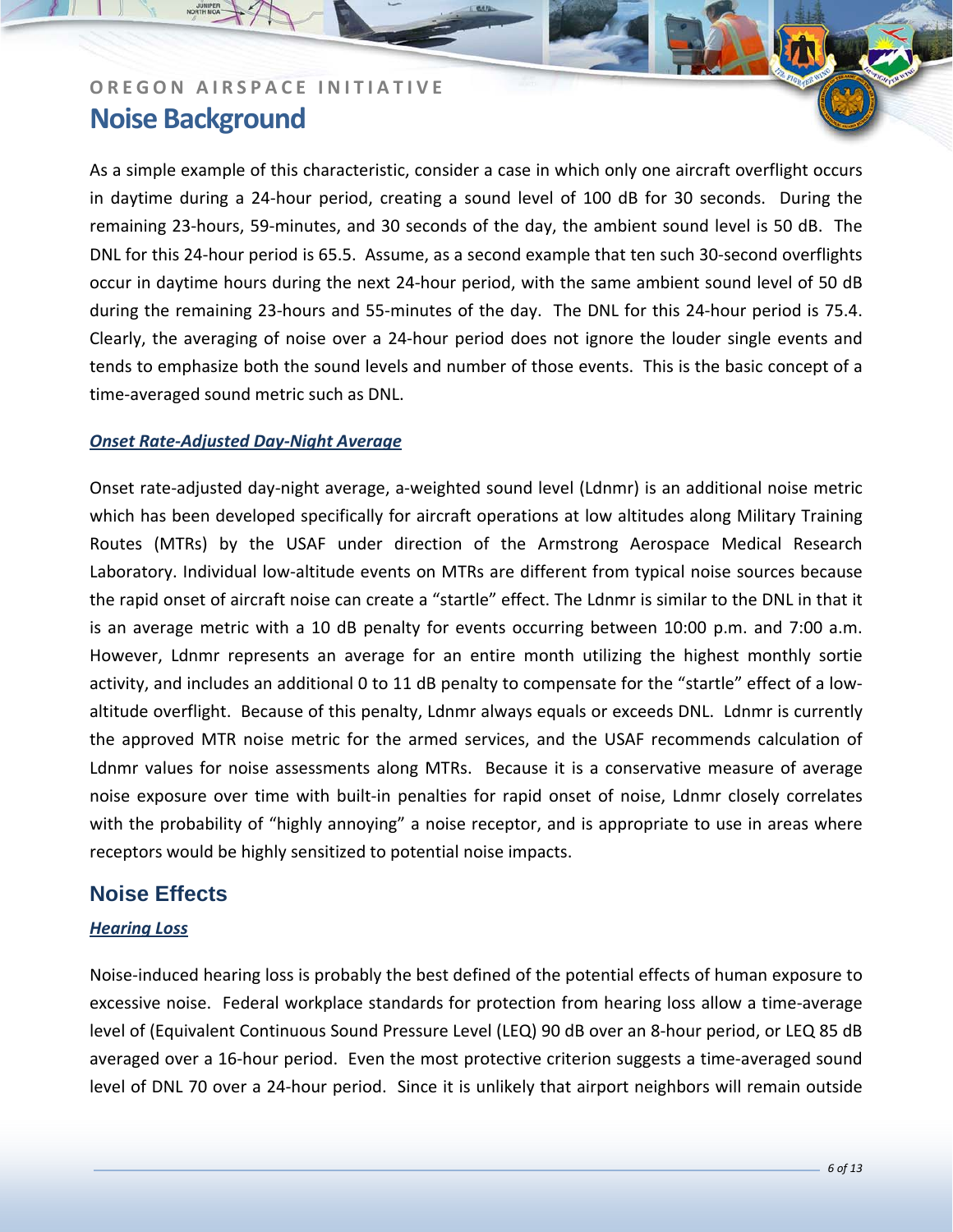# OREGON AIRSPACE INITIATIVE
## Noise Background

As a simple example of this characteristic, consider a case in which only one aircraft overflight occurs in daytime during a 24-hour period, creating a sound level of 100 dB for 30 seconds. During the remaining 23-hours, 59-minutes, and 30 seconds of the day, the ambient sound level is 50 dB. The DNL for this 24-hour period is 65.5. Assume, as a second example that ten such 30-second overflights occur in daytime hours during the next 24-hour period, with the same ambient sound level of 50 dB during the remaining 23-hours and 55-minutes of the day. The DNL for this 24-hour period is 75.4. Clearly, the averaging of noise over a 24-hour period does not ignore the louder single events and tends to emphasize both the sound levels and number of those events. This is the basic concept of a time-averaged sound metric such as DNL.

#### ***Onset Rate-Adjusted Day-Night Average***

Onset rate-adjusted day-night average, a-weighted sound level (Ldnmr) is an additional noise metric which has been developed specifically for aircraft operations at low altitudes along Military Training Routes (MTRs) by the USAF under direction of the Armstrong Aerospace Medical Research Laboratory. Individual low-altitude events on MTRs are different from typical noise sources because the rapid onset of aircraft noise can create a "startle" effect. The Ldnmr is similar to the DNL in that it is an average metric with a 10 dB penalty for events occurring between 10:00 p.m. and 7:00 a.m. However, Ldnmr represents an average for an entire month utilizing the highest monthly sortie activity, and includes an additional 0 to 11 dB penalty to compensate for the "startle" effect of a low-altitude overflight. Because of this penalty, Ldnmr always equals or exceeds DNL. Ldnmr is currently the approved MTR noise metric for the armed services, and the USAF recommends calculation of Ldnmr values for noise assessments along MTRs. Because it is a conservative measure of average noise exposure over time with built-in penalties for rapid onset of noise, Ldnmr closely correlates with the probability of "highly annoying" a noise receptor, and is appropriate to use in areas where receptors would be highly sensitized to potential noise impacts.

### Noise Effects

#### ***Hearing Loss***

Noise-induced hearing loss is probably the best defined of the potential effects of human exposure to excessive noise. Federal workplace standards for protection from hearing loss allow a time-average level of (Equivalent Continuous Sound Pressure Level (LEQ) 90 dB over an 8-hour period, or LEQ 85 dB averaged over a 16-hour period. Even the most protective criterion suggests a time-averaged sound level of DNL 70 over a 24-hour period. Since it is unlikely that airport neighbors will remain outside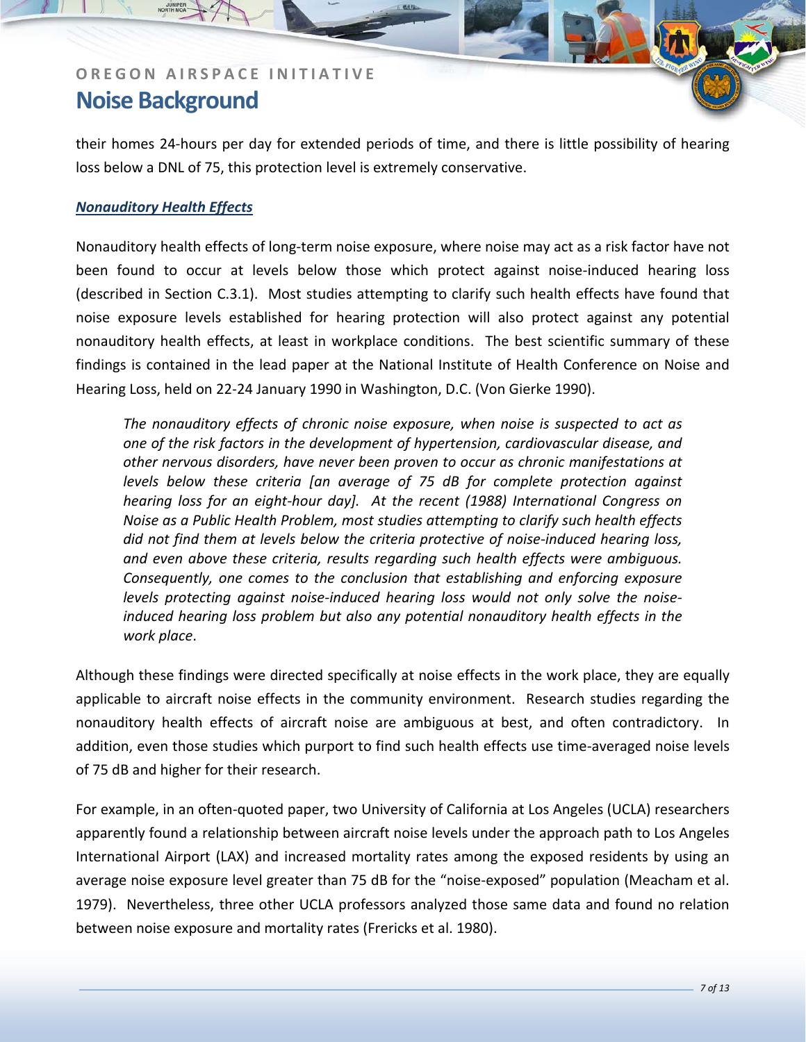their homes 24-hours per day for extended periods of time, and there is little possibility of hearing loss below a DNL of 75, this protection level is extremely conservative.

### ***Nonauditory Health Effects***

Nonauditory health effects of long-term noise exposure, where noise may act as a risk factor have not been found to occur at levels below those which protect against noise-induced hearing loss (described in Section C.3.1). Most studies attempting to clarify such health effects have found that noise exposure levels established for hearing protection will also protect against any potential nonauditory health effects, at least in workplace conditions. The best scientific summary of these findings is contained in the lead paper at the National Institute of Health Conference on Noise and Hearing Loss, held on 22-24 January 1990 in Washington, D.C. (Von Gierke 1990).

> *The nonauditory effects of chronic noise exposure, when noise is suspected to act as one of the risk factors in the development of hypertension, cardiovascular disease, and other nervous disorders, have never been proven to occur as chronic manifestations at levels below these criteria [an average of 75 dB for complete protection against hearing loss for an eight-hour day]. At the recent (1988) International Congress on Noise as a Public Health Problem, most studies attempting to clarify such health effects did not find them at levels below the criteria protective of noise-induced hearing loss, and even above these criteria, results regarding such health effects were ambiguous. Consequently, one comes to the conclusion that establishing and enforcing exposure levels protecting against noise-induced hearing loss would not only solve the noise-induced hearing loss problem but also any potential nonauditory health effects in the work place*.

Although these findings were directed specifically at noise effects in the work place, they are equally applicable to aircraft noise effects in the community environment. Research studies regarding the nonauditory health effects of aircraft noise are ambiguous at best, and often contradictory. In addition, even those studies which purport to find such health effects use time-averaged noise levels of 75 dB and higher for their research.

For example, in an often-quoted paper, two University of California at Los Angeles (UCLA) researchers apparently found a relationship between aircraft noise levels under the approach path to Los Angeles International Airport (LAX) and increased mortality rates among the exposed residents by using an average noise exposure level greater than 75 dB for the "noise-exposed" population (Meacham et al. 1979). Nevertheless, three other UCLA professors analyzed those same data and found no relation between noise exposure and mortality rates (Frericks et al. 1980).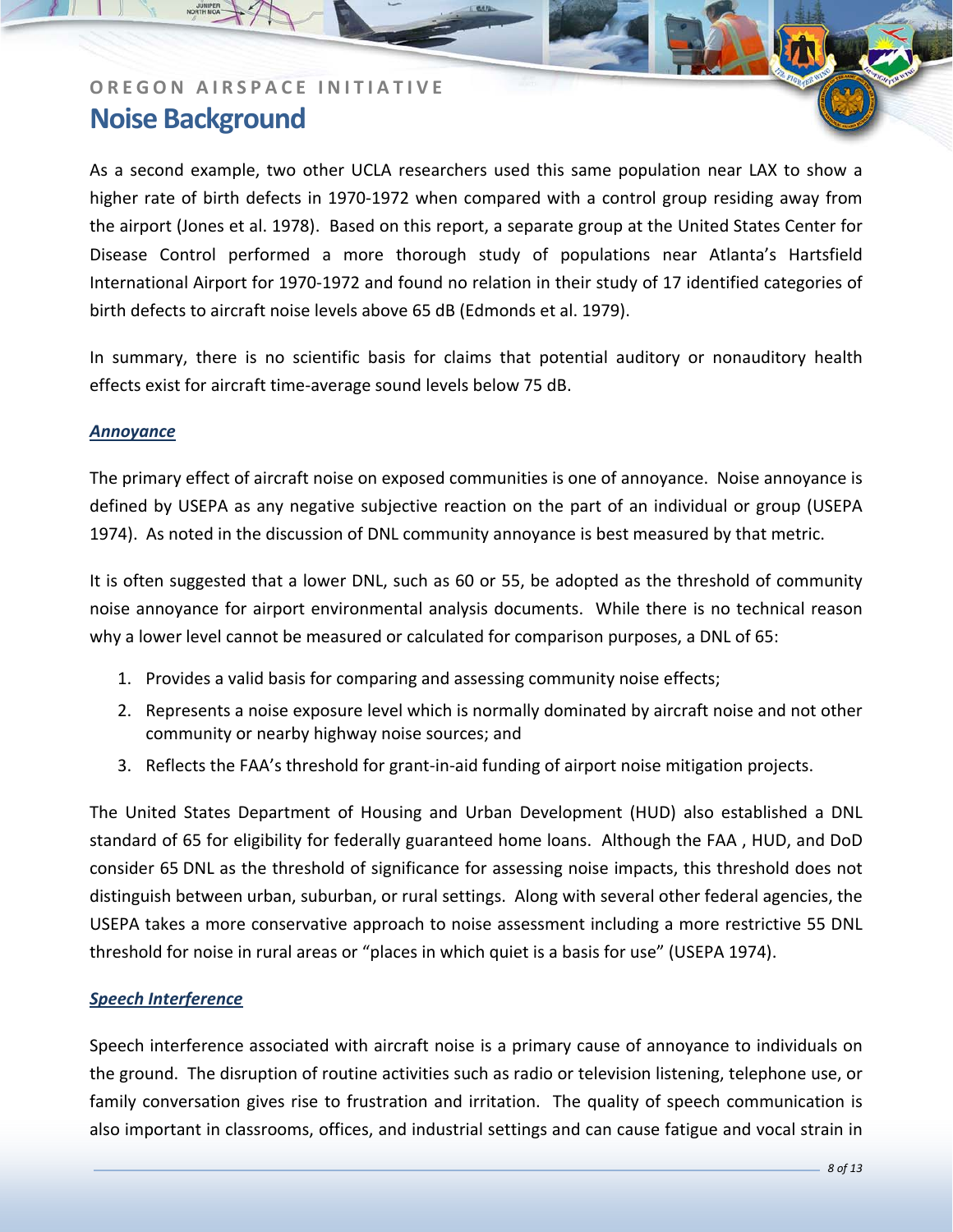As a second example, two other UCLA researchers used this same population near LAX to show a higher rate of birth defects in 1970-1972 when compared with a control group residing away from the airport (Jones et al. 1978). Based on this report, a separate group at the United States Center for Disease Control performed a more thorough study of populations near Atlanta's Hartsfield International Airport for 1970-1972 and found no relation in their study of 17 identified categories of birth defects to aircraft noise levels above 65 dB (Edmonds et al. 1979).

In summary, there is no scientific basis for claims that potential auditory or nonauditory health effects exist for aircraft time-average sound levels below 75 dB.

***Annoyance***

The primary effect of aircraft noise on exposed communities is one of annoyance. Noise annoyance is defined by USEPA as any negative subjective reaction on the part of an individual or group (USEPA 1974). As noted in the discussion of DNL community annoyance is best measured by that metric.

It is often suggested that a lower DNL, such as 60 or 55, be adopted as the threshold of community noise annoyance for airport environmental analysis documents. While there is no technical reason why a lower level cannot be measured or calculated for comparison purposes, a DNL of 65:

1. Provides a valid basis for comparing and assessing community noise effects;
2. Represents a noise exposure level which is normally dominated by aircraft noise and not other community or nearby highway noise sources; and
3. Reflects the FAA's threshold for grant-in-aid funding of airport noise mitigation projects.

The United States Department of Housing and Urban Development (HUD) also established a DNL standard of 65 for eligibility for federally guaranteed home loans. Although the FAA , HUD, and DoD consider 65 DNL as the threshold of significance for assessing noise impacts, this threshold does not distinguish between urban, suburban, or rural settings. Along with several other federal agencies, the USEPA takes a more conservative approach to noise assessment including a more restrictive 55 DNL threshold for noise in rural areas or "places in which quiet is a basis for use" (USEPA 1974).

***Speech Interference***

Speech interference associated with aircraft noise is a primary cause of annoyance to individuals on the ground. The disruption of routine activities such as radio or television listening, telephone use, or family conversation gives rise to frustration and irritation. The quality of speech communication is also important in classrooms, offices, and industrial settings and can cause fatigue and vocal strain in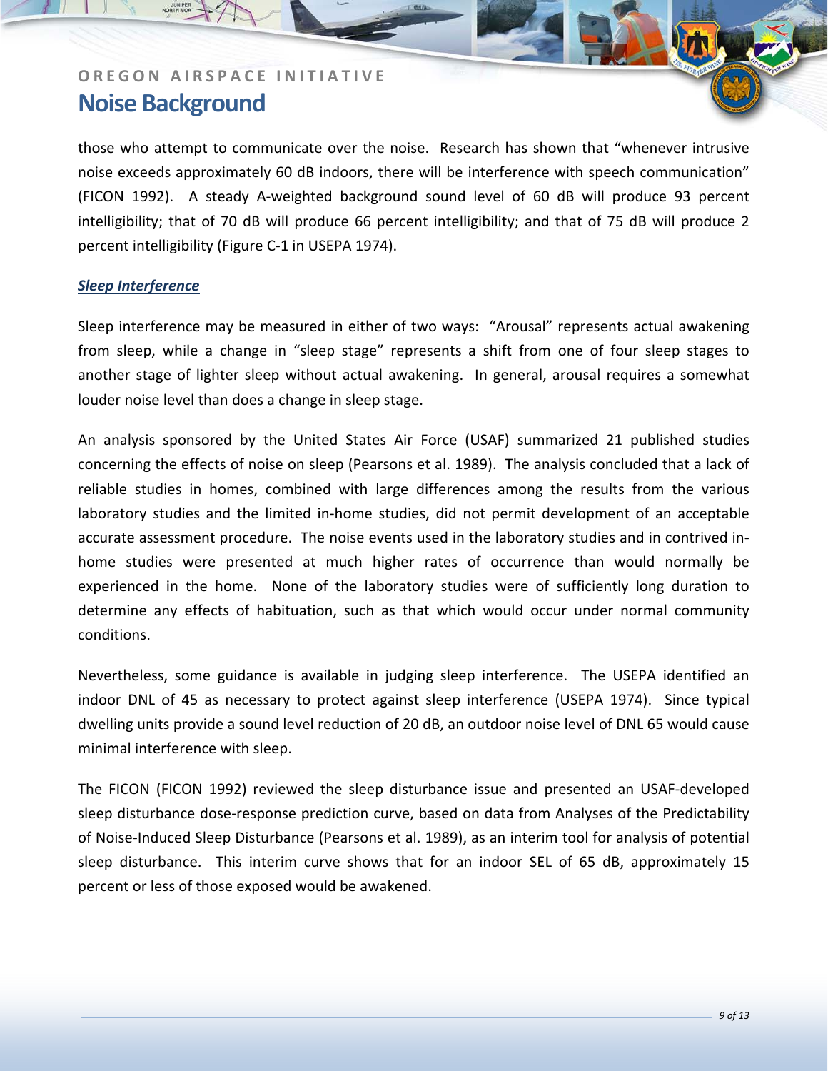those who attempt to communicate over the noise. Research has shown that "whenever intrusive noise exceeds approximately 60 dB indoors, there will be interference with speech communication" (FICON 1992). A steady A-weighted background sound level of 60 dB will produce 93 percent intelligibility; that of 70 dB will produce 66 percent intelligibility; and that of 75 dB will produce 2 percent intelligibility (Figure C-1 in USEPA 1974).

***Sleep Interference***

Sleep interference may be measured in either of two ways: "Arousal" represents actual awakening from sleep, while a change in "sleep stage" represents a shift from one of four sleep stages to another stage of lighter sleep without actual awakening. In general, arousal requires a somewhat louder noise level than does a change in sleep stage.

An analysis sponsored by the United States Air Force (USAF) summarized 21 published studies concerning the effects of noise on sleep (Pearsons et al. 1989). The analysis concluded that a lack of reliable studies in homes, combined with large differences among the results from the various laboratory studies and the limited in-home studies, did not permit development of an acceptable accurate assessment procedure. The noise events used in the laboratory studies and in contrived in-home studies were presented at much higher rates of occurrence than would normally be experienced in the home. None of the laboratory studies were of sufficiently long duration to determine any effects of habituation, such as that which would occur under normal community conditions.

Nevertheless, some guidance is available in judging sleep interference. The USEPA identified an indoor DNL of 45 as necessary to protect against sleep interference (USEPA 1974). Since typical dwelling units provide a sound level reduction of 20 dB, an outdoor noise level of DNL 65 would cause minimal interference with sleep.

The FICON (FICON 1992) reviewed the sleep disturbance issue and presented an USAF-developed sleep disturbance dose-response prediction curve, based on data from Analyses of the Predictability of Noise-Induced Sleep Disturbance (Pearsons et al. 1989), as an interim tool for analysis of potential sleep disturbance. This interim curve shows that for an indoor SEL of 65 dB, approximately 15 percent or less of those exposed would be awakened.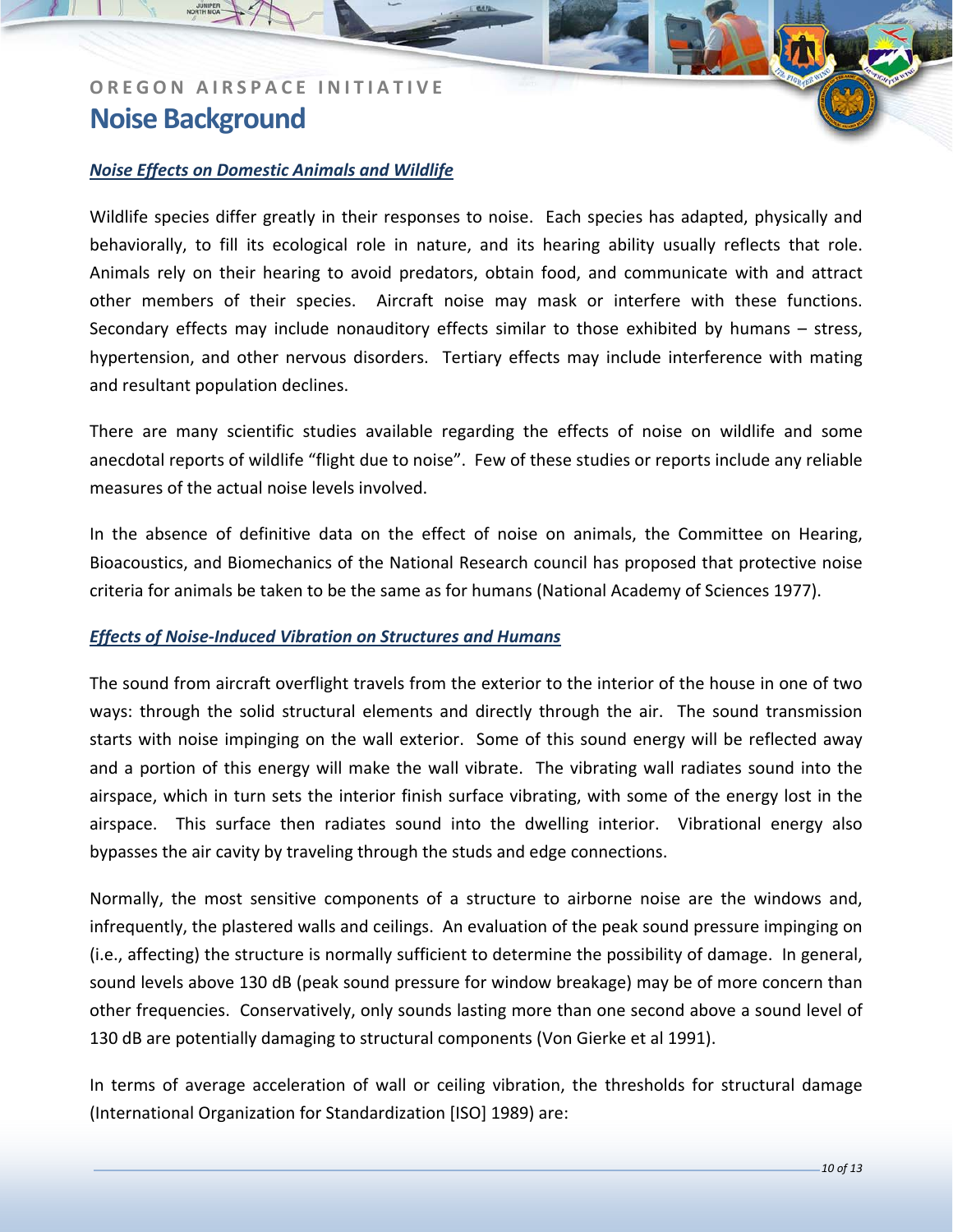# OREGON AIRSPACE INITIATIVE

## Noise Background

### ***Noise Effects on Domestic Animals and Wildlife***

Wildlife species differ greatly in their responses to noise. Each species has adapted, physically and behaviorally, to fill its ecological role in nature, and its hearing ability usually reflects that role. Animals rely on their hearing to avoid predators, obtain food, and communicate with and attract other members of their species. Aircraft noise may mask or interfere with these functions. Secondary effects may include nonauditory effects similar to those exhibited by humans – stress, hypertension, and other nervous disorders. Tertiary effects may include interference with mating and resultant population declines.

There are many scientific studies available regarding the effects of noise on wildlife and some anecdotal reports of wildlife "flight due to noise". Few of these studies or reports include any reliable measures of the actual noise levels involved.

In the absence of definitive data on the effect of noise on animals, the Committee on Hearing, Bioacoustics, and Biomechanics of the National Research council has proposed that protective noise criteria for animals be taken to be the same as for humans (National Academy of Sciences 1977).

### ***Effects of Noise-Induced Vibration on Structures and Humans***

The sound from aircraft overflight travels from the exterior to the interior of the house in one of two ways: through the solid structural elements and directly through the air. The sound transmission starts with noise impinging on the wall exterior. Some of this sound energy will be reflected away and a portion of this energy will make the wall vibrate. The vibrating wall radiates sound into the airspace, which in turn sets the interior finish surface vibrating, with some of the energy lost in the airspace. This surface then radiates sound into the dwelling interior. Vibrational energy also bypasses the air cavity by traveling through the studs and edge connections.

Normally, the most sensitive components of a structure to airborne noise are the windows and, infrequently, the plastered walls and ceilings. An evaluation of the peak sound pressure impinging on (i.e., affecting) the structure is normally sufficient to determine the possibility of damage. In general, sound levels above 130 dB (peak sound pressure for window breakage) may be of more concern than other frequencies. Conservatively, only sounds lasting more than one second above a sound level of 130 dB are potentially damaging to structural components (Von Gierke et al 1991).

In terms of average acceleration of wall or ceiling vibration, the thresholds for structural damage (International Organization for Standardization [ISO] 1989) are: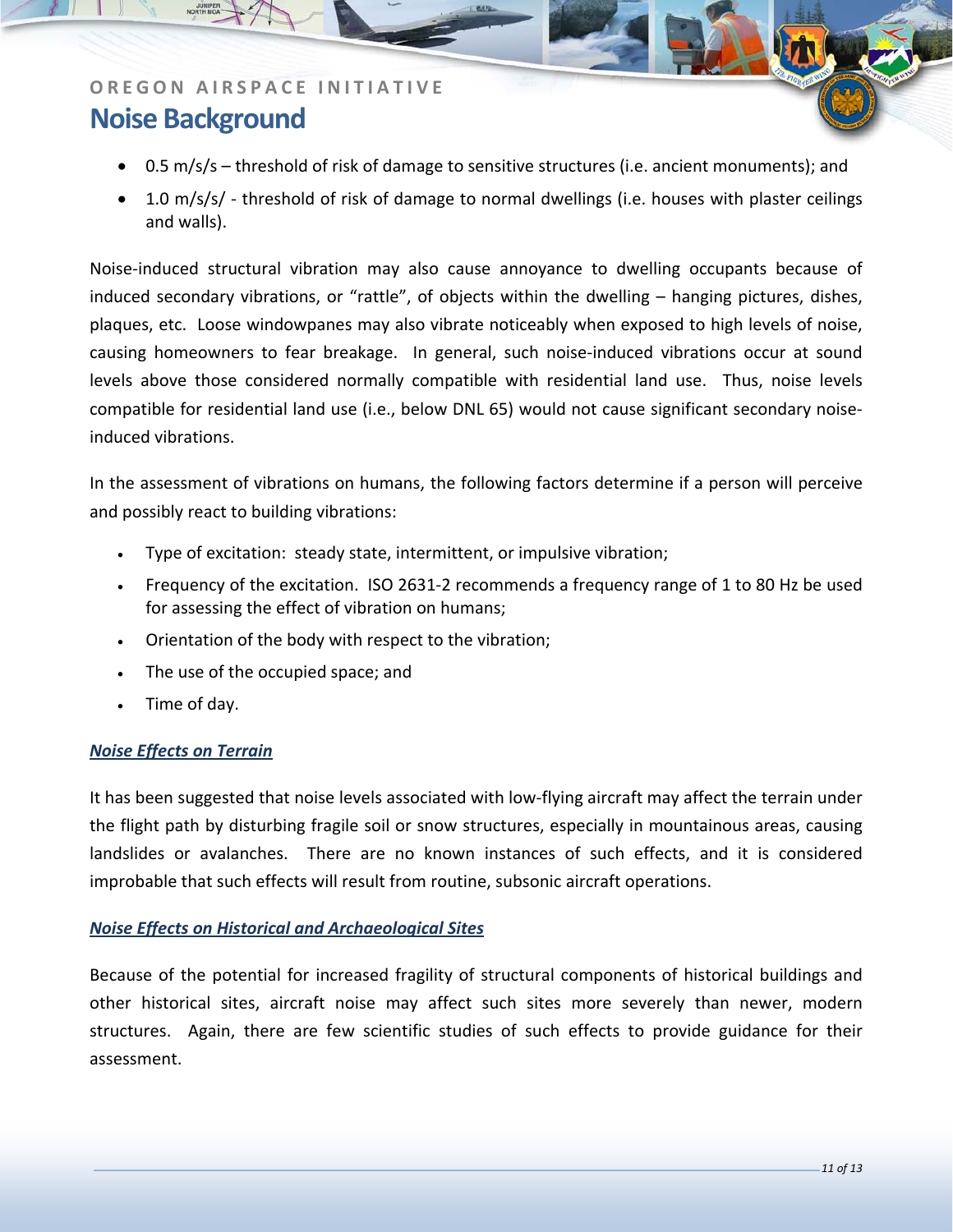- 0.5 m/s/s – threshold of risk of damage to sensitive structures (i.e. ancient monuments); and
- 1.0 m/s/ - threshold of risk of damage to normal dwellings (i.e. houses with plaster ceilings and walls).

Noise-induced structural vibration may also cause annoyance to dwelling occupants because of induced secondary vibrations, or "rattle", of objects within the dwelling – hanging pictures, dishes, plaques, etc. Loose windowpanes may also vibrate noticeably when exposed to high levels of noise, causing homeowners to fear breakage. In general, such noise-induced vibrations occur at sound levels above those considered normally compatible with residential land use. Thus, noise levels compatible for residential land use (i.e., below DNL 65) would not cause significant secondary noise-induced vibrations.

In the assessment of vibrations on humans, the following factors determine if a person will perceive and possibly react to building vibrations:

- Type of excitation: steady state, intermittent, or impulsive vibration;
- Frequency of the excitation. ISO 2631-2 recommends a frequency range of 1 to 80 Hz be used for assessing the effect of vibration on humans;
- Orientation of the body with respect to the vibration;
- The use of the occupied space; and
- Time of day.

***Noise Effects on Terrain***

It has been suggested that noise levels associated with low-flying aircraft may affect the terrain under the flight path by disturbing fragile soil or snow structures, especially in mountainous areas, causing landslides or avalanches. There are no known instances of such effects, and it is considered improbable that such effects will result from routine, subsonic aircraft operations.

***Noise Effects on Historical and Archaeological Sites***

Because of the potential for increased fragility of structural components of historical buildings and other historical sites, aircraft noise may affect such sites more severely than newer, modern structures. Again, there are few scientific studies of such effects to provide guidance for their assessment.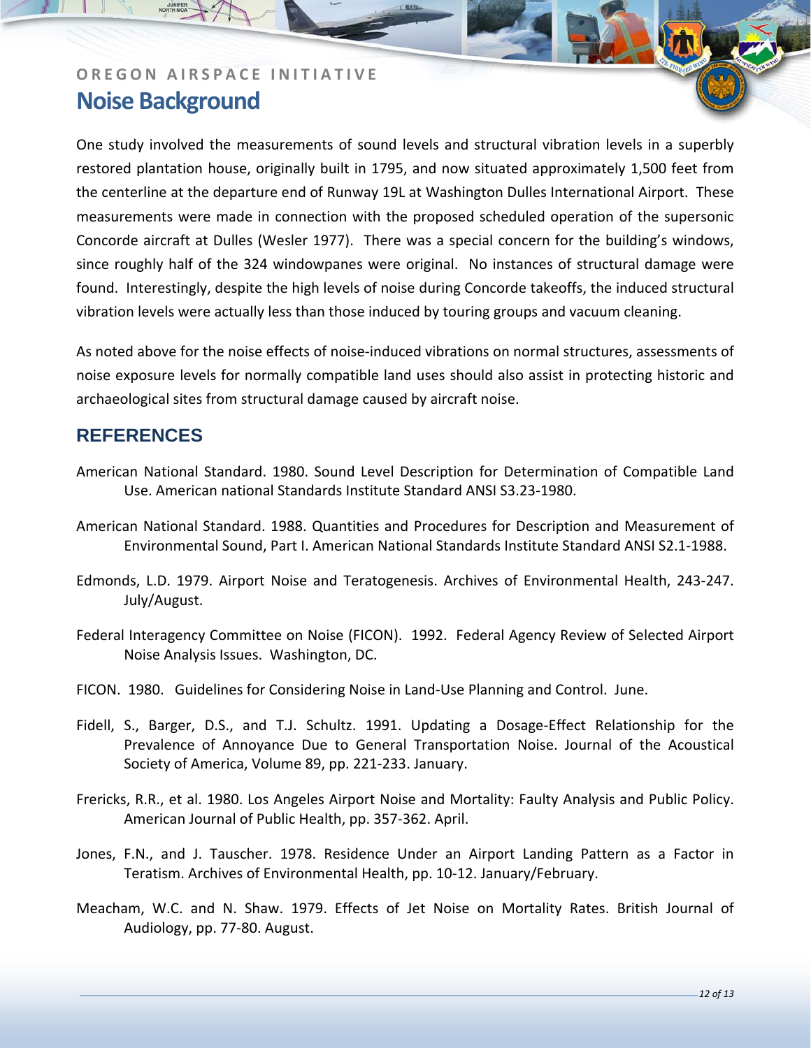One study involved the measurements of sound levels and structural vibration levels in a superbly restored plantation house, originally built in 1795, and now situated approximately 1,500 feet from the centerline at the departure end of Runway 19L at Washington Dulles International Airport. These measurements were made in connection with the proposed scheduled operation of the supersonic Concorde aircraft at Dulles (Wesler 1977). There was a special concern for the building's windows, since roughly half of the 324 windowpanes were original. No instances of structural damage were found. Interestingly, despite the high levels of noise during Concorde takeoffs, the induced structural vibration levels were actually less than those induced by touring groups and vacuum cleaning.

As noted above for the noise effects of noise-induced vibrations on normal structures, assessments of noise exposure levels for normally compatible land uses should also assist in protecting historic and archaeological sites from structural damage caused by aircraft noise.

## REFERENCES

American National Standard. 1980. Sound Level Description for Determination of Compatible Land Use. American national Standards Institute Standard ANSI S3.23-1980.

American National Standard. 1988. Quantities and Procedures for Description and Measurement of Environmental Sound, Part I. American National Standards Institute Standard ANSI S2.1-1988.

Edmonds, L.D. 1979. Airport Noise and Teratogenesis. Archives of Environmental Health, 243-247. July/August.

Federal Interagency Committee on Noise (FICON). 1992. Federal Agency Review of Selected Airport Noise Analysis Issues. Washington, DC.

FICON. 1980. Guidelines for Considering Noise in Land-Use Planning and Control. June.

Fidell, S., Barger, D.S., and T.J. Schultz. 1991. Updating a Dosage-Effect Relationship for the Prevalence of Annoyance Due to General Transportation Noise. Journal of the Acoustical Society of America, Volume 89, pp. 221-233. January.

Frericks, R.R., et al. 1980. Los Angeles Airport Noise and Mortality: Faulty Analysis and Public Policy. American Journal of Public Health, pp. 357-362. April.

Jones, F.N., and J. Tauscher. 1978. Residence Under an Airport Landing Pattern as a Factor in Teratism. Archives of Environmental Health, pp. 10-12. January/February.

Meacham, W.C. and N. Shaw. 1979. Effects of Jet Noise on Mortality Rates. British Journal of Audiology, pp. 77-80. August.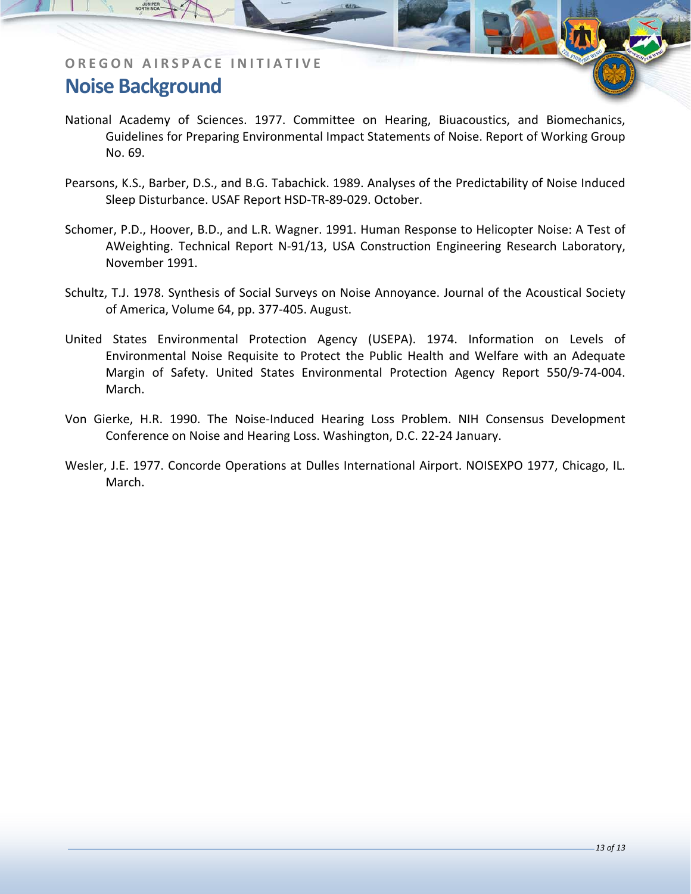National Academy of Sciences. 1977. Committee on Hearing, Biuacoustics, and Biomechanics, Guidelines for Preparing Environmental Impact Statements of Noise. Report of Working Group No. 69.

Pearsons, K.S., Barber, D.S., and B.G. Tabachick. 1989. Analyses of the Predictability of Noise Induced Sleep Disturbance. USAF Report HSD-TR-89-029. October.

Schomer, P.D., Hoover, B.D., and L.R. Wagner. 1991. Human Response to Helicopter Noise: A Test of AWeighting. Technical Report N-91/13, USA Construction Engineering Research Laboratory, November 1991.

Schultz, T.J. 1978. Synthesis of Social Surveys on Noise Annoyance. Journal of the Acoustical Society of America, Volume 64, pp. 377-405. August.

United States Environmental Protection Agency (USEPA). 1974. Information on Levels of Environmental Noise Requisite to Protect the Public Health and Welfare with an Adequate Margin of Safety. United States Environmental Protection Agency Report 550/9-74-004. March.

Von Gierke, H.R. 1990. The Noise-Induced Hearing Loss Problem. NIH Consensus Development Conference on Noise and Hearing Loss. Washington, D.C. 22-24 January.

Wesler, J.E. 1977. Concorde Operations at Dulles International Airport. NOISEXPO 1977, Chicago, IL. March.